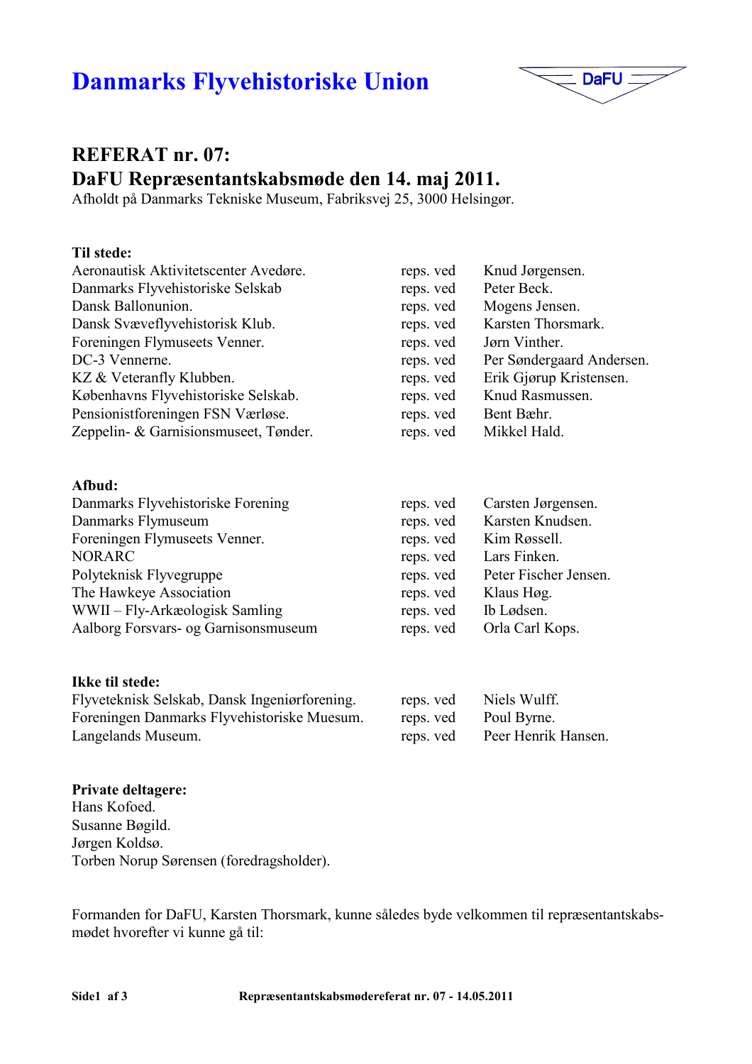# Danmarks Flyvehistoriske Union

DaFU

## REFERAT nr. 07:
## DaFU Repræsentantskabsmøde den 14. maj 2011.

Afholdt på Danmarks Tekniske Museum, Fabriksvej 25, 3000 Helsingør.

**Til stede:**

| | | |
|---|---|---|
| Aeronautisk Aktivitetscenter Avedøre. | reps. ved | Knud Jørgensen. |
| Danmarks Flyvehistoriske Selskab | reps. ved | Peter Beck. |
| Dansk Ballonunion. | reps. ved | Mogens Jensen. |
| Dansk Svæveflyvehistorisk Klub. | reps. ved | Karsten Thorsmark. |
| Foreningen Flymuseets Venner. | reps. ved | Jørn Vinther. |
| DC-3 Vennerne. | reps. ved | Per Søndergaard Andersen. |
| KZ & Veteranfly Klubben. | reps. ved | Erik Gjørup Kristensen. |
| Københavns Flyvehistoriske Selskab. | reps. ved | Knud Rasmussen. |
| Pensionistforeningen FSN Værløse. | reps. ved | Bent Bæhr. |
| Zeppelin- & Garnisionsmuseet, Tønder. | reps. ved | Mikkel Hald. |

**Afbud:**

| | | |
|---|---|---|
| Danmarks Flyvehistoriske Forening | reps. ved | Carsten Jørgensen. |
| Danmarks Flymuseum | reps. ved | Karsten Knudsen. |
| Foreningen Flymuseets Venner. | reps. ved | Kim Røssell. |
| NORARC | reps. ved | Lars Finken. |
| Polyteknisk Flyvegruppe | reps. ved | Peter Fischer Jensen. |
| The Hawkeye Association | reps. ved | Klaus Høg. |
| WWII – Fly-Arkæologisk Samling | reps. ved | Ib Lødsen. |
| Aalborg Forsvars- og Garnisonsmuseum | reps. ved | Orla Carl Kops. |

**Ikke til stede:**

| | | |
|---|---|---|
| Flyveteknisk Selskab, Dansk Ingeniørforening. | reps. ved | Niels Wulff. |
| Foreningen Danmarks Flyvehistoriske Muesum. | reps. ved | Poul Byrne. |
| Langelands Museum. | reps. ved | Peer Henrik Hansen. |

**Private deltagere:**

Hans Kofoed.
Susanne Bøgild.
Jørgen Koldsø.
Torben Norup Sørensen (foredragsholder).

Formanden for DaFU, Karsten Thorsmark, kunne således byde velkommen til repræsentantskabsmødet hvorefter vi kunne gå til: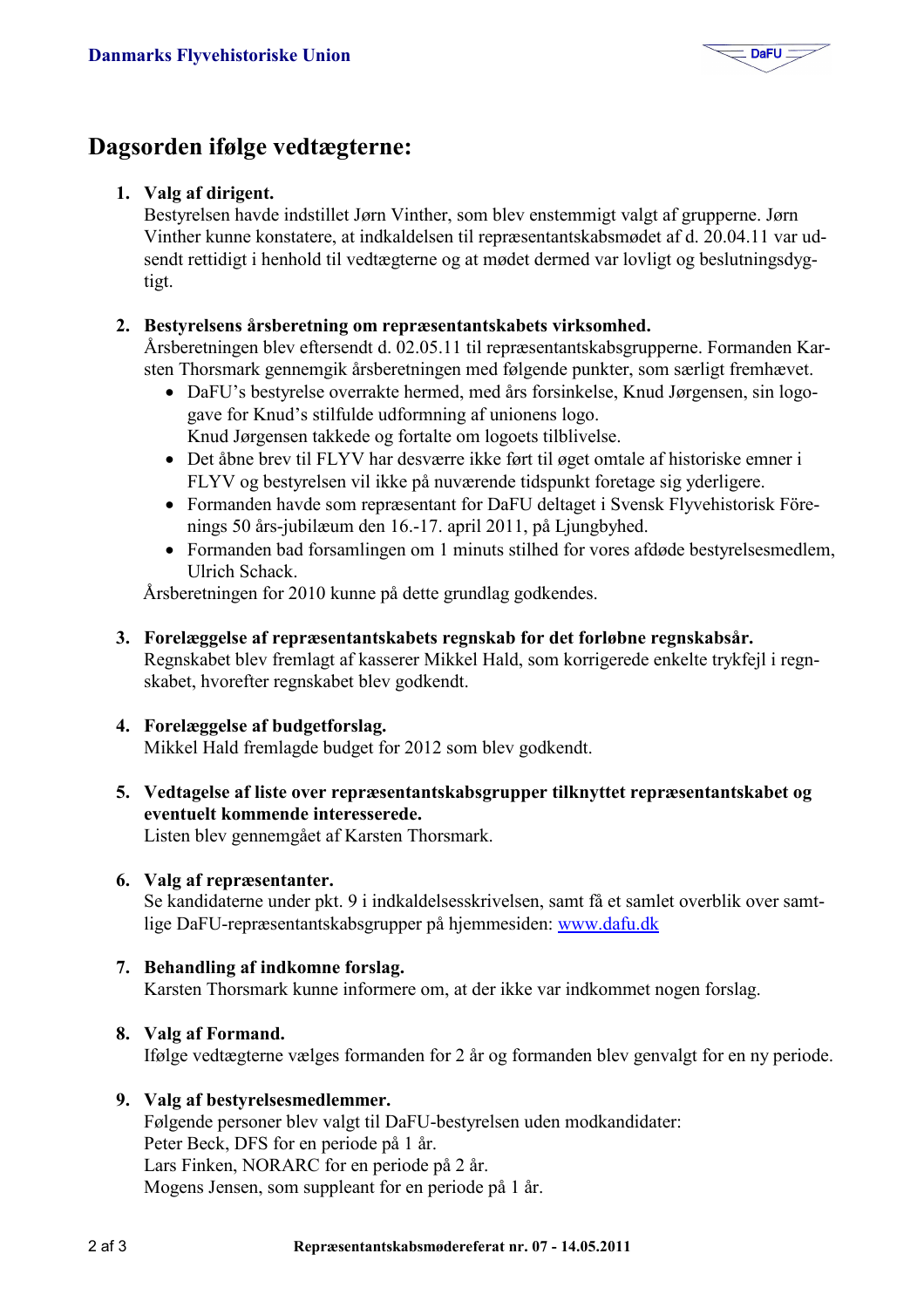## Dagsorden ifølge vedtægterne:

1. **Valg af dirigent.**
   Bestyrelsen havde indstillet Jørn Vinther, som blev enstemmigt valgt af grupperne. Jørn Vinther kunne konstatere, at indkaldelsen til repræsentantskabsmødet af d. 20.04.11 var udsendt rettidigt i henhold til vedtægterne og at mødet dermed var lovligt og beslutningsdygtigt.

2. **Bestyrelsens årsberetning om repræsentantskabets virksomhed.**
   Årsberetningen blev eftersendt d. 02.05.11 til repræsentantskabsgrupperne. Formanden Karsten Thorsmark gennemgik årsberetningen med følgende punkter, som særligt fremhævet.
   - DaFU's bestyrelse overrakte hermed, med års forsinkelse, Knud Jørgensen, sin logogave for Knud's stilfulde udformning af unionens logo.
     Knud Jørgensen takkede og fortalte om logoets tilblivelse.
   - Det åbne brev til FLYV har desværre ikke ført til øget omtale af historiske emner i FLYV og bestyrelsen vil ikke på nuværende tidspunkt foretage sig yderligere.
   - Formanden havde som repræsentant for DaFU deltaget i Svensk Flyvehistorisk Förenings 50 års-jubilæum den 16.-17. april 2011, på Ljungbyhed.
   - Formanden bad forsamlingen om 1 minuts stilhed for vores afdøde bestyrelsesmedlem, Ulrich Schack.

   Årsberetningen for 2010 kunne på dette grundlag godkendes.

3. **Forelæggelse af repræsentantskabets regnskab for det forløbne regnskabsår.**
   Regnskabet blev fremlagt af kasserer Mikkel Hald, som korrigerede enkelte trykfejl i regnskabet, hvorefter regnskabet blev godkendt.

4. **Forelæggelse af budgetforslag.**
   Mikkel Hald fremlagde budget for 2012 som blev godkendt.

5. **Vedtagelse af liste over repræsentantskabsgrupper tilknyttet repræsentantskabet og eventuelt kommende interesserede.**
   Listen blev gennemgået af Karsten Thorsmark.

6. **Valg af repræsentanter.**
   Se kandidaterne under pkt. 9 i indkaldelsesskrivelsen, samt få et samlet overblik over samtlige DaFU-repræsentantskabsgrupper på hjemmesiden: [www.dafu.dk](http://www.dafu.dk)

7. **Behandling af indkomne forslag.**
   Karsten Thorsmark kunne informere om, at der ikke var indkommet nogen forslag.

8. **Valg af Formand.**
   Ifølge vedtægterne vælges formanden for 2 år og formanden blev genvalgt for en ny periode.

9. **Valg af bestyrelsesmedlemmer.**
   Følgende personer blev valgt til DaFU-bestyrelsen uden modkandidater:
   Peter Beck, DFS for en periode på 1 år.
   Lars Finken, NORARC for en periode på 2 år.
   Mogens Jensen, som suppleant for en periode på 1 år.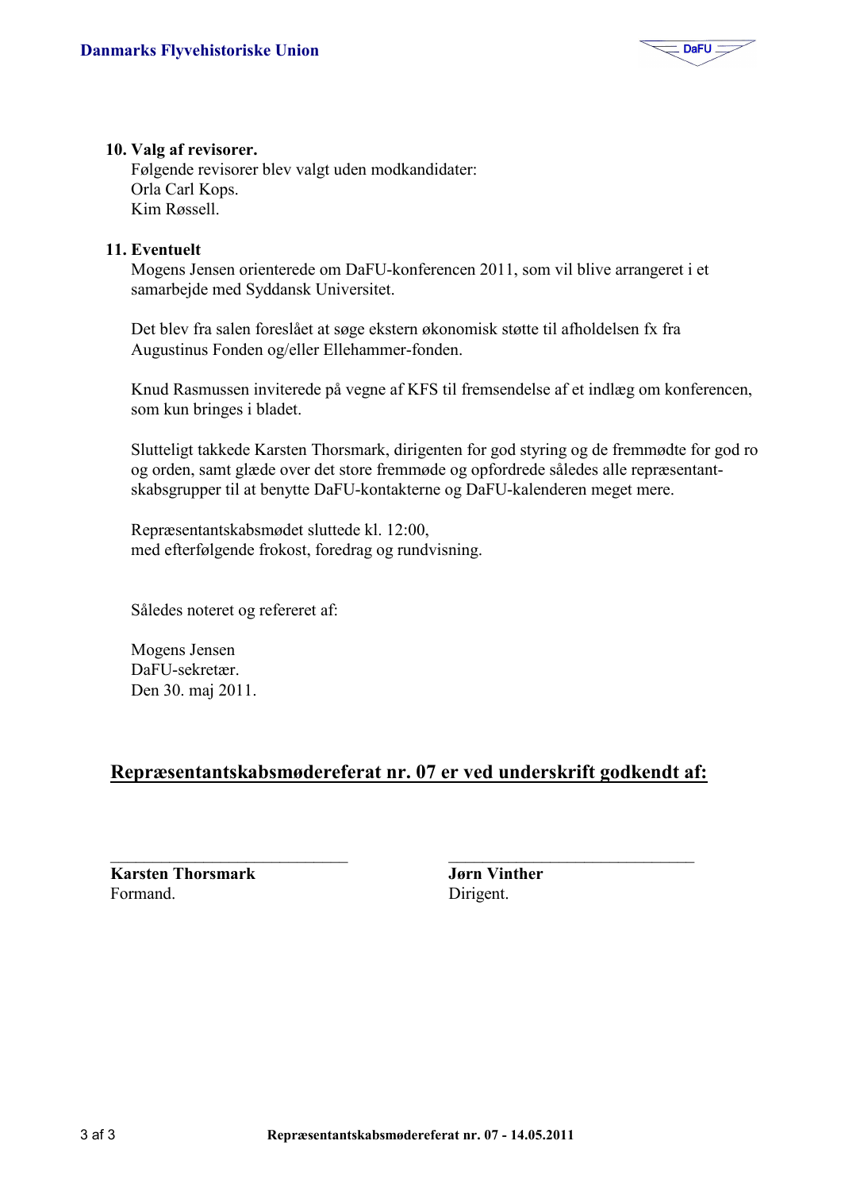**10. Valg af revisorer.**
Følgende revisorer blev valgt uden modkandidater:
Orla Carl Kops.
Kim Røssell.

**11. Eventuelt**
Mogens Jensen orienterede om DaFU-konferencen 2011, som vil blive arrangeret i et samarbejde med Syddansk Universitet.

Det blev fra salen foreslået at søge ekstern økonomisk støtte til afholdelsen fx fra Augustinus Fonden og/eller Ellehammer-fonden.

Knud Rasmussen inviterede på vegne af KFS til fremsendelse af et indlæg om konferencen, som kun bringes i bladet.

Slutteligt takkede Karsten Thorsmark, dirigenten for god styring og de fremmødte for god ro og orden, samt glæde over det store fremmøde og opfordrede således alle repræsentantskabsgrupper til at benytte DaFU-kontakterne og DaFU-kalenderen meget mere.

Repræsentantskabsmødet sluttede kl. 12:00,
med efterfølgende frokost, foredrag og rundvisning.

Således noteret og refereret af:

Mogens Jensen
DaFU-sekretær.
Den 30. maj 2011.

## Repræsentantskabsmødereferat nr. 07 er ved underskrift godkendt af:

| | |
|---|---|
| \_\_\_\_\_\_\_\_\_\_\_\_\_\_\_\_\_\_\_\_\_\_\_\_\_\_\_\_\_\_ | \_\_\_\_\_\_\_\_\_\_\_\_\_\_\_\_\_\_\_\_\_\_\_\_\_\_\_\_\_\_ |
| **Karsten Thorsmark** | **Jørn Vinther** |
| Formand. | Dirigent. |